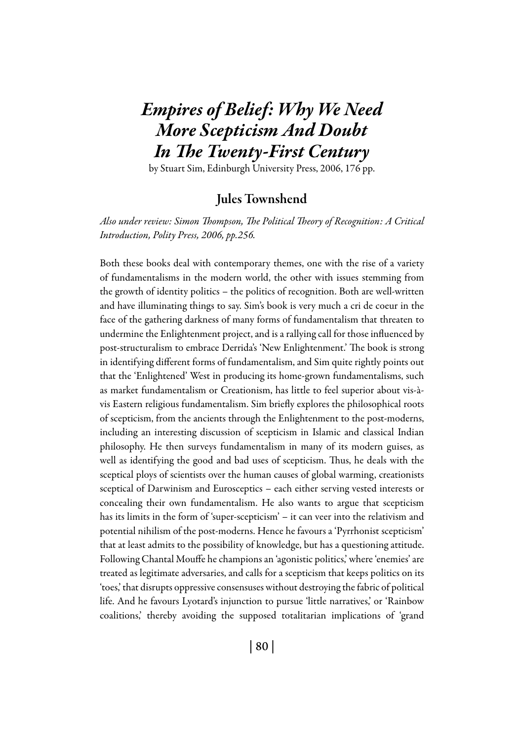# *Empires of Belief: Why We Need More Scepticism And Doubt In The Twenty-First Century*

by Stuart Sim, Edinburgh University Press, 2006, 176 pp.

## Jules Townshend

*Also under review: Simon Thompson, The Political Theory of Recognition: A Critical Introduction, Polity Press, 2006, pp.256.*

Both these books deal with contemporary themes, one with the rise of a variety of fundamentalisms in the modern world, the other with issues stemming from the growth of identity politics – the politics of recognition. Both are well-written and have illuminating things to say. Sim's book is very much a cri de coeur in the face of the gathering darkness of many forms of fundamentalism that threaten to undermine the Enlightenment project, and is a rallying call for those influenced by post-structuralism to embrace Derrida's 'New Enlightenment.' The book is strong in identifying different forms of fundamentalism, and Sim quite rightly points out that the 'Enlightened' West in producing its home-grown fundamentalisms, such as market fundamentalism or Creationism, has little to feel superior about vis-à-vis Eastern religious fundamentalism. Sim briefly explores the philosophical roots of scepticism, from the ancients through the Enlightenment to the post-moderns, including an interesting discussion of scepticism in Islamic and classical Indian philosophy. He then surveys fundamentalism in many of its modern guises, as well as identifying the good and bad uses of scepticism. Thus, he deals with the sceptical ploys of scientists over the human causes of global warming, creationists sceptical of Darwinism and Eurosceptics – each either serving vested interests or concealing their own fundamentalism. He also wants to argue that scepticism has its limits in the form of 'super-scepticism' – it can veer into the relativism and potential nihilism of the post-moderns. Hence he favours a 'Pyrrhonist scepticism' that at least admits to the possibility of knowledge, but has a questioning attitude. Following Chantal Mouffe he champions an 'agonistic politics,' where 'enemies' are treated as legitimate adversaries, and calls for a scepticism that keeps politics on its 'toes,' that disrupts oppressive consensuses without destroying the fabric of political life. And he favours Lyotard's injunction to pursue 'little narratives,' or 'Rainbow coalitions,' thereby avoiding the supposed totalitarian implications of 'grand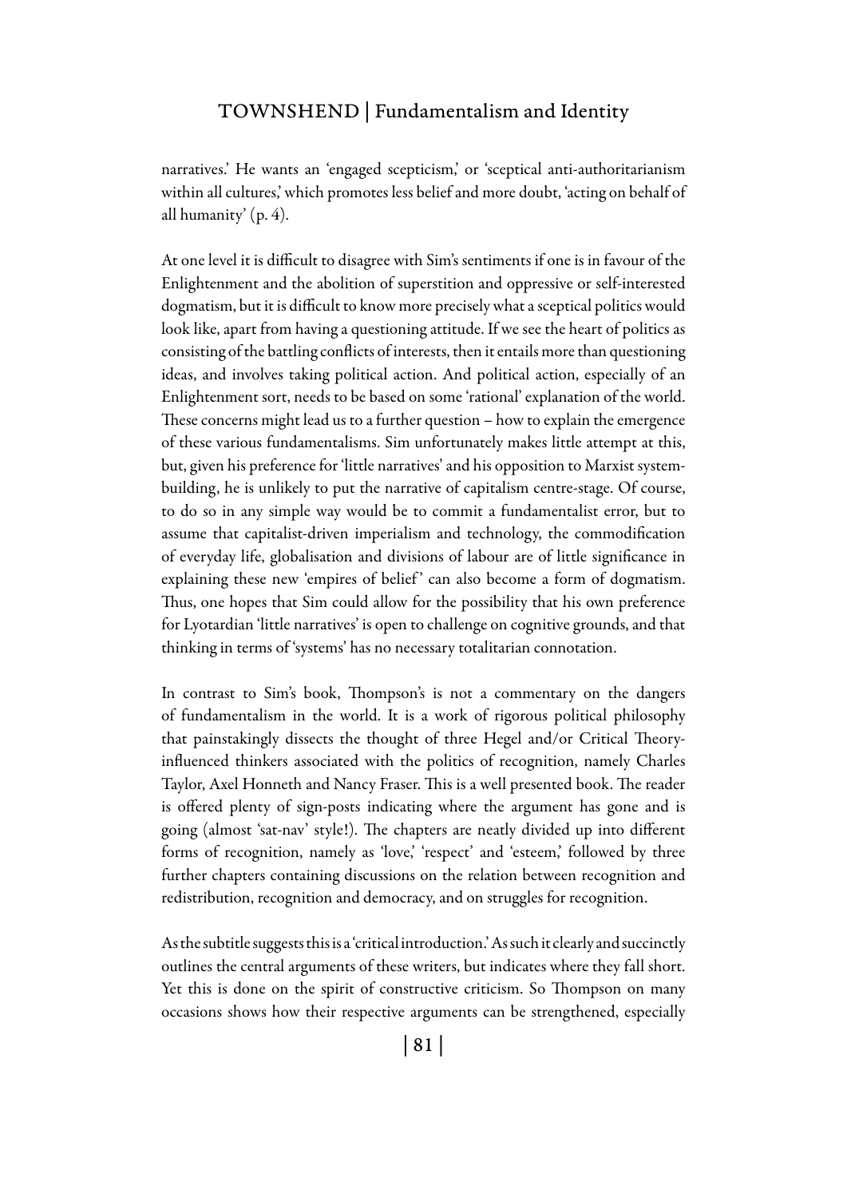narratives.' He wants an 'engaged scepticism,' or 'sceptical anti-authoritarianism within all cultures,' which promotes less belief and more doubt, 'acting on behalf of all humanity' (p. 4).

At one level it is difficult to disagree with Sim's sentiments if one is in favour of the Enlightenment and the abolition of superstition and oppressive or self-interested dogmatism, but it is difficult to know more precisely what a sceptical politics would look like, apart from having a questioning attitude. If we see the heart of politics as consisting of the battling conflicts of interests, then it entails more than questioning ideas, and involves taking political action. And political action, especially of an Enlightenment sort, needs to be based on some 'rational' explanation of the world. These concerns might lead us to a further question – how to explain the emergence of these various fundamentalisms. Sim unfortunately makes little attempt at this, but, given his preference for 'little narratives' and his opposition to Marxist system-building, he is unlikely to put the narrative of capitalism centre-stage. Of course, to do so in any simple way would be to commit a fundamentalist error, but to assume that capitalist-driven imperialism and technology, the commodification of everyday life, globalisation and divisions of labour are of little significance in explaining these new 'empires of belief' can also become a form of dogmatism. Thus, one hopes that Sim could allow for the possibility that his own preference for Lyotardian 'little narratives' is open to challenge on cognitive grounds, and that thinking in terms of 'systems' has no necessary totalitarian connotation.

In contrast to Sim's book, Thompson's is not a commentary on the dangers of fundamentalism in the world. It is a work of rigorous political philosophy that painstakingly dissects the thought of three Hegel and/or Critical Theory-influenced thinkers associated with the politics of recognition, namely Charles Taylor, Axel Honneth and Nancy Fraser. This is a well presented book. The reader is offered plenty of sign-posts indicating where the argument has gone and is going (almost 'sat-nav' style!). The chapters are neatly divided up into different forms of recognition, namely as 'love,' 'respect' and 'esteem,' followed by three further chapters containing discussions on the relation between recognition and redistribution, recognition and democracy, and on struggles for recognition.

As the subtitle suggests this is a 'critical introduction.' As such it clearly and succinctly outlines the central arguments of these writers, but indicates where they fall short. Yet this is done on the spirit of constructive criticism. So Thompson on many occasions shows how their respective arguments can be strengthened, especially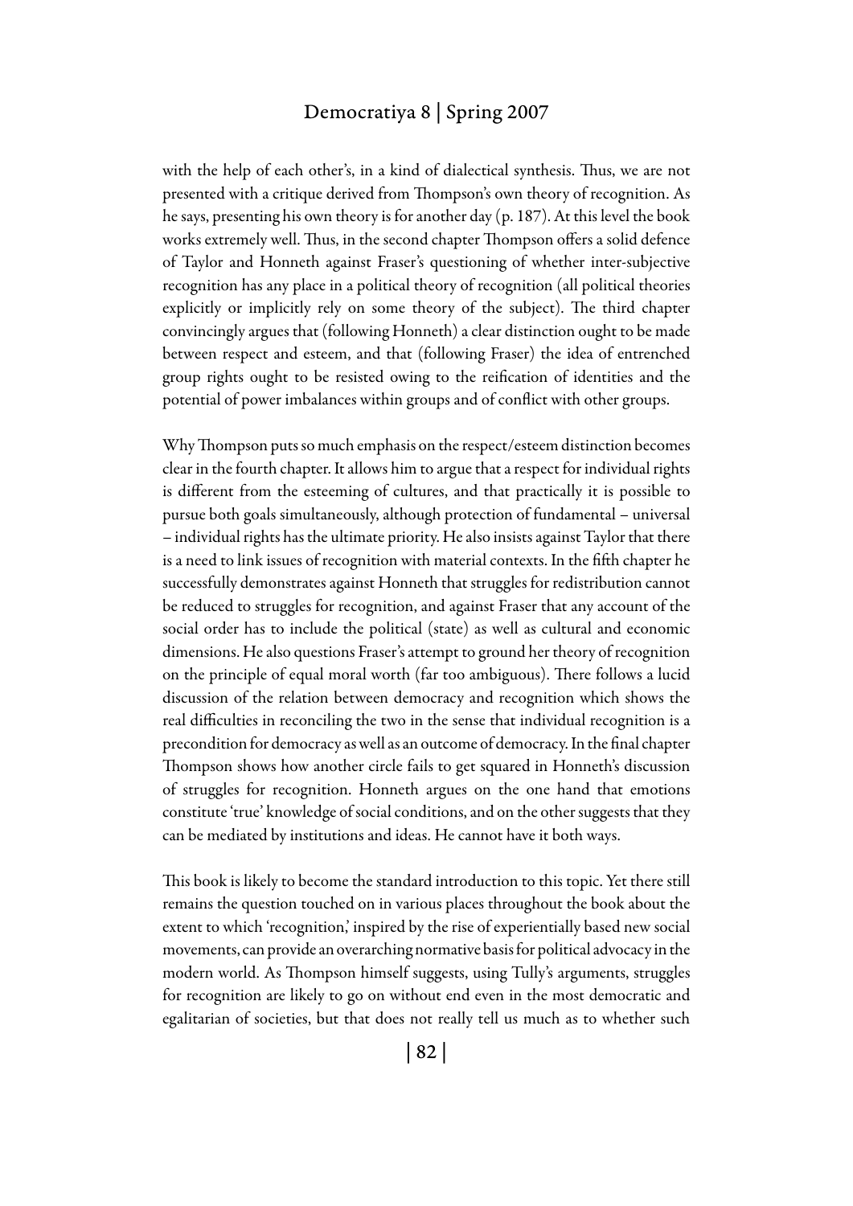with the help of each other's, in a kind of dialectical synthesis. Thus, we are not presented with a critique derived from Thompson's own theory of recognition. As he says, presenting his own theory is for another day (p. 187). At this level the book works extremely well. Thus, in the second chapter Thompson offers a solid defence of Taylor and Honneth against Fraser's questioning of whether inter-subjective recognition has any place in a political theory of recognition (all political theories explicitly or implicitly rely on some theory of the subject). The third chapter convincingly argues that (following Honneth) a clear distinction ought to be made between respect and esteem, and that (following Fraser) the idea of entrenched group rights ought to be resisted owing to the reification of identities and the potential of power imbalances within groups and of conflict with other groups.

Why Thompson puts so much emphasis on the respect/esteem distinction becomes clear in the fourth chapter. It allows him to argue that a respect for individual rights is different from the esteeming of cultures, and that practically it is possible to pursue both goals simultaneously, although protection of fundamental – universal – individual rights has the ultimate priority. He also insists against Taylor that there is a need to link issues of recognition with material contexts. In the fifth chapter he successfully demonstrates against Honneth that struggles for redistribution cannot be reduced to struggles for recognition, and against Fraser that any account of the social order has to include the political (state) as well as cultural and economic dimensions. He also questions Fraser's attempt to ground her theory of recognition on the principle of equal moral worth (far too ambiguous). There follows a lucid discussion of the relation between democracy and recognition which shows the real difficulties in reconciling the two in the sense that individual recognition is a precondition for democracy as well as an outcome of democracy. In the final chapter Thompson shows how another circle fails to get squared in Honneth's discussion of struggles for recognition. Honneth argues on the one hand that emotions constitute 'true' knowledge of social conditions, and on the other suggests that they can be mediated by institutions and ideas. He cannot have it both ways.

This book is likely to become the standard introduction to this topic. Yet there still remains the question touched on in various places throughout the book about the extent to which 'recognition,' inspired by the rise of experientially based new social movements, can provide an overarching normative basis for political advocacy in the modern world. As Thompson himself suggests, using Tully's arguments, struggles for recognition are likely to go on without end even in the most democratic and egalitarian of societies, but that does not really tell us much as to whether such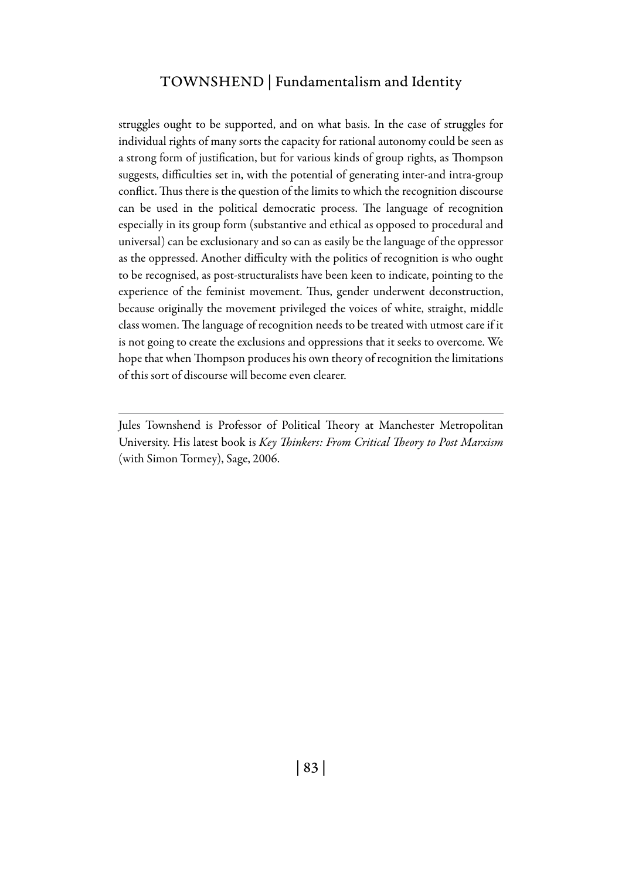struggles ought to be supported, and on what basis. In the case of struggles for individual rights of many sorts the capacity for rational autonomy could be seen as a strong form of justification, but for various kinds of group rights, as Thompson suggests, difficulties set in, with the potential of generating inter-and intra-group conflict. Thus there is the question of the limits to which the recognition discourse can be used in the political democratic process. The language of recognition especially in its group form (substantive and ethical as opposed to procedural and universal) can be exclusionary and so can as easily be the language of the oppressor as the oppressed. Another difficulty with the politics of recognition is who ought to be recognised, as post-structuralists have been keen to indicate, pointing to the experience of the feminist movement. Thus, gender underwent deconstruction, because originally the movement privileged the voices of white, straight, middle class women. The language of recognition needs to be treated with utmost care if it is not going to create the exclusions and oppressions that it seeks to overcome. We hope that when Thompson produces his own theory of recognition the limitations of this sort of discourse will become even clearer.

---

Jules Townshend is Professor of Political Theory at Manchester Metropolitan University. His latest book is *Key Thinkers: From Critical Theory to Post Marxism* (with Simon Tormey), Sage, 2006.